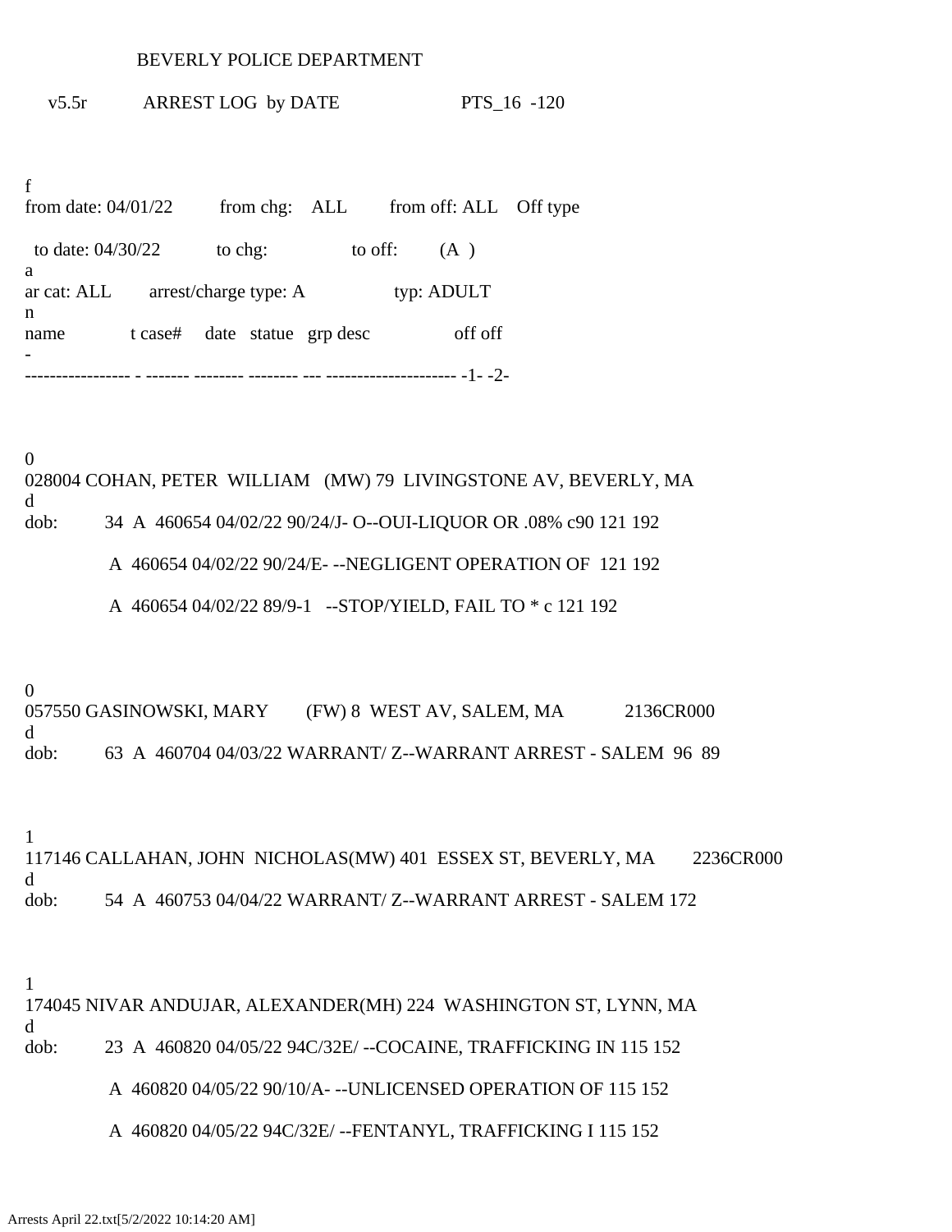BEVERLY POLICE DEPARTMENT

v5.5r ARREST LOG by DATE PTS_16 -120

f
from date: 04/01/22 from chg: ALL from off: ALL Off type

to date: 04/30/22 to chg: to off: (A )
a
ar cat: ALL arrest/charge type: A typ: ADULT
n
name t case# date statue grp desc off off
-
----------------- - ------- -------- -------- --- --------------------- -1- -2-

0
028004 COHAN, PETER WILLIAM (MW) 79 LIVINGSTONE AV, BEVERLY, MA
d
dob: 34 A 460654 04/02/22 90/24/J- O--OUI-LIQUOR OR .08% c90 121 192

A 460654 04/02/22 90/24/E- --NEGLIGENT OPERATION OF 121 192

A 460654 04/02/22 89/9-1 --STOP/YIELD, FAIL TO * c 121 192

0
057550 GASINOWSKI, MARY (FW) 8 WEST AV, SALEM, MA 2136CR000
d
dob: 63 A 460704 04/03/22 WARRANT/ Z--WARRANT ARREST - SALEM 96 89

1
117146 CALLAHAN, JOHN NICHOLAS(MW) 401 ESSEX ST, BEVERLY, MA 2236CR000
d
dob: 54 A 460753 04/04/22 WARRANT/ Z--WARRANT ARREST - SALEM 172

1
174045 NIVAR ANDUJAR, ALEXANDER(MH) 224 WASHINGTON ST, LYNN, MA
d
dob: 23 A 460820 04/05/22 94C/32E/ --COCAINE, TRAFFICKING IN 115 152

A 460820 04/05/22 90/10/A- --UNLICENSED OPERATION OF 115 152

A 460820 04/05/22 94C/32E/ --FENTANYL, TRAFFICKING I 115 152

Arrests April 22.txt[5/2/2022 10:14:20 AM]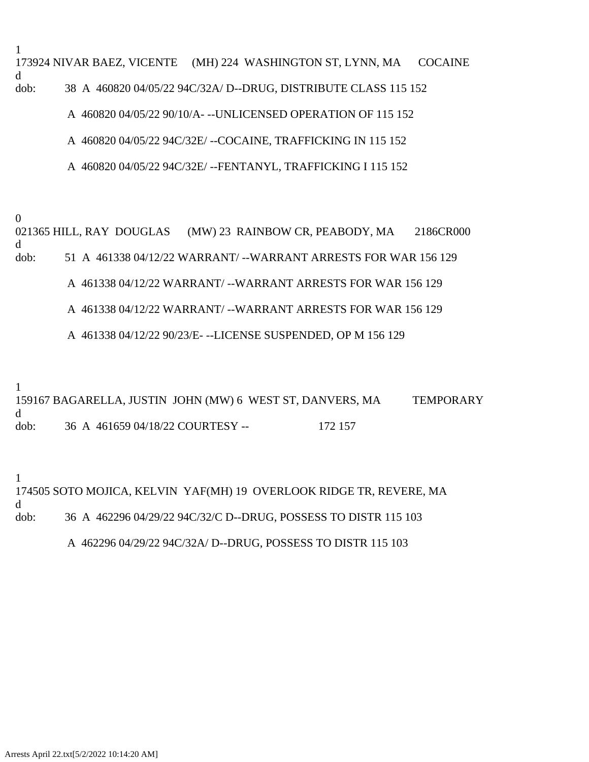1
173924 NIVAR BAEZ, VICENTE (MH) 224 WASHINGTON ST, LYNN, MA COCAINE
d
dob: 38 A 460820 04/05/22 94C/32A/ D--DRUG, DISTRIBUTE CLASS 115 152

A 460820 04/05/22 90/10/A- --UNLICENSED OPERATION OF 115 152

A 460820 04/05/22 94C/32E/ --COCAINE, TRAFFICKING IN 115 152

A 460820 04/05/22 94C/32E/ --FENTANYL, TRAFFICKING I 115 152

0
021365 HILL, RAY DOUGLAS (MW) 23 RAINBOW CR, PEABODY, MA 2186CR000
d
dob: 51 A 461338 04/12/22 WARRANT/ --WARRANT ARRESTS FOR WAR 156 129

A 461338 04/12/22 WARRANT/ --WARRANT ARRESTS FOR WAR 156 129

A 461338 04/12/22 WARRANT/ --WARRANT ARRESTS FOR WAR 156 129

A 461338 04/12/22 90/23/E- --LICENSE SUSPENDED, OP M 156 129

1
159167 BAGARELLA, JUSTIN JOHN (MW) 6 WEST ST, DANVERS, MA TEMPORARY
d
dob: 36 A 461659 04/18/22 COURTESY -- 172 157

1
174505 SOTO MOJICA, KELVIN YAF(MH) 19 OVERLOOK RIDGE TR, REVERE, MA
d
dob: 36 A 462296 04/29/22 94C/32/C D--DRUG, POSSESS TO DISTR 115 103

A 462296 04/29/22 94C/32A/ D--DRUG, POSSESS TO DISTR 115 103